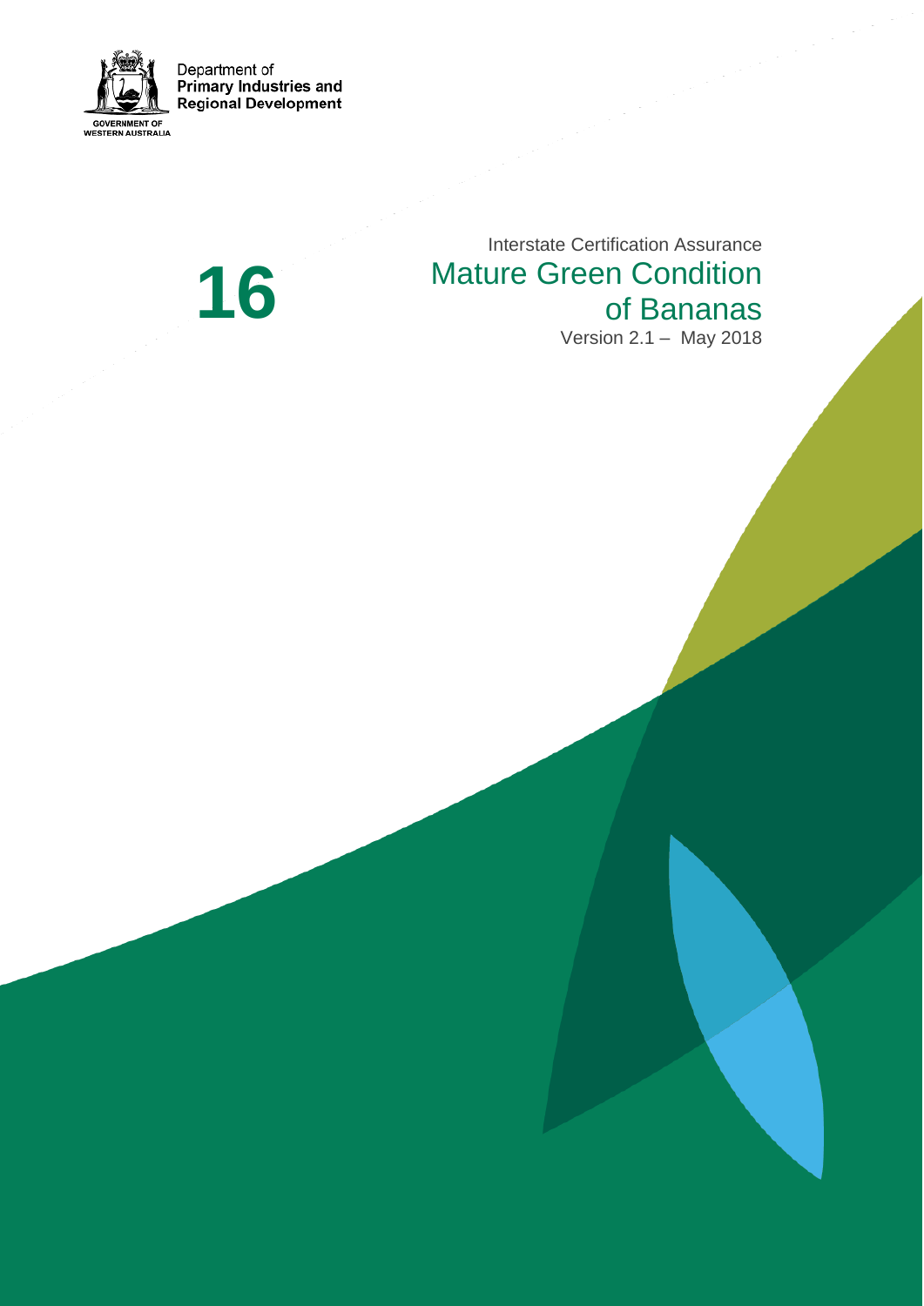Department of
**Primary Industries and Regional Development**

GOVERNMENT OF WESTERN AUSTRALIA

# 16

Interstate Certification Assurance

# Mature Green Condition of Bananas

Version 2.1 – May 2018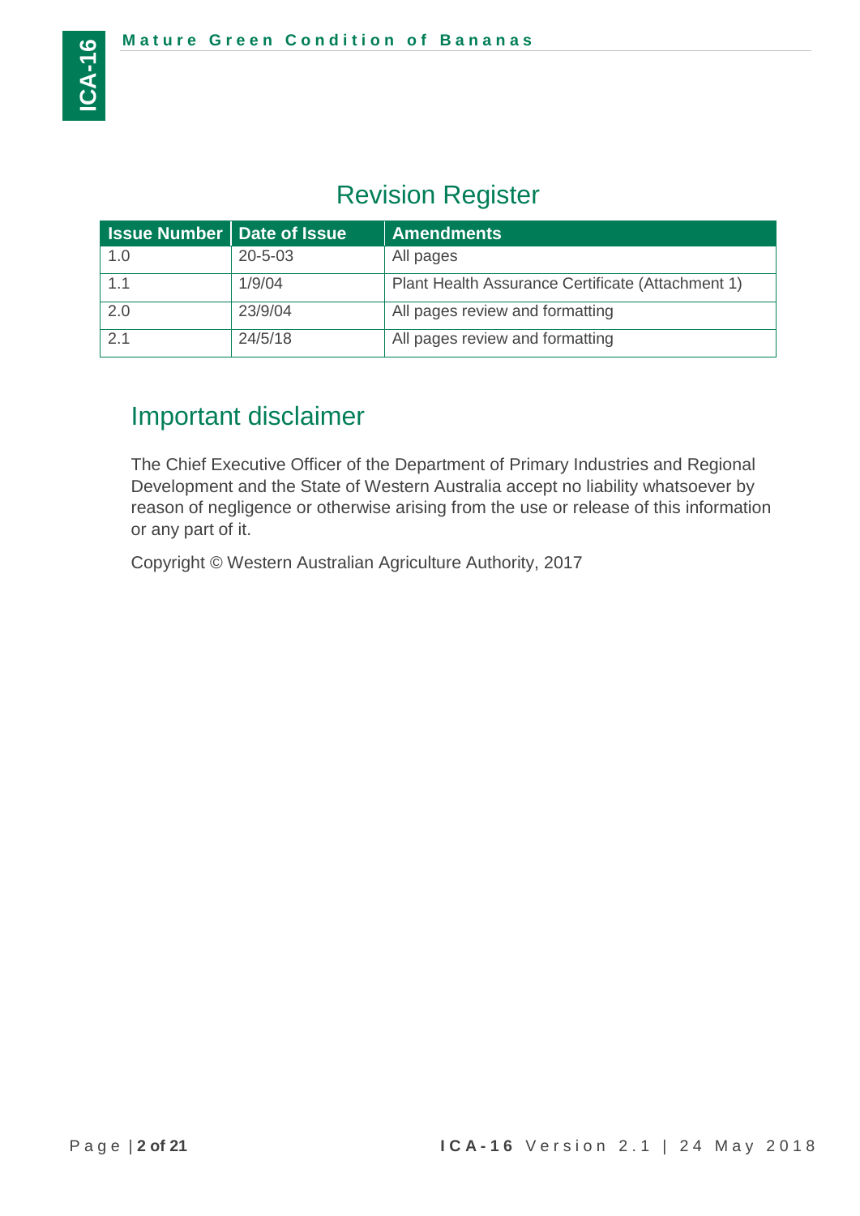## Revision Register

| Issue Number | Date of Issue | Amendments |
| --- | --- | --- |
| 1.0 | 20-5-03 | All pages |
| 1.1 | 1/9/04 | Plant Health Assurance Certificate (Attachment 1) |
| 2.0 | 23/9/04 | All pages review and formatting |
| 2.1 | 24/5/18 | All pages review and formatting |

## Important disclaimer

The Chief Executive Officer of the Department of Primary Industries and Regional Development and the State of Western Australia accept no liability whatsoever by reason of negligence or otherwise arising from the use or release of this information or any part of it.

Copyright © Western Australian Agriculture Authority, 2017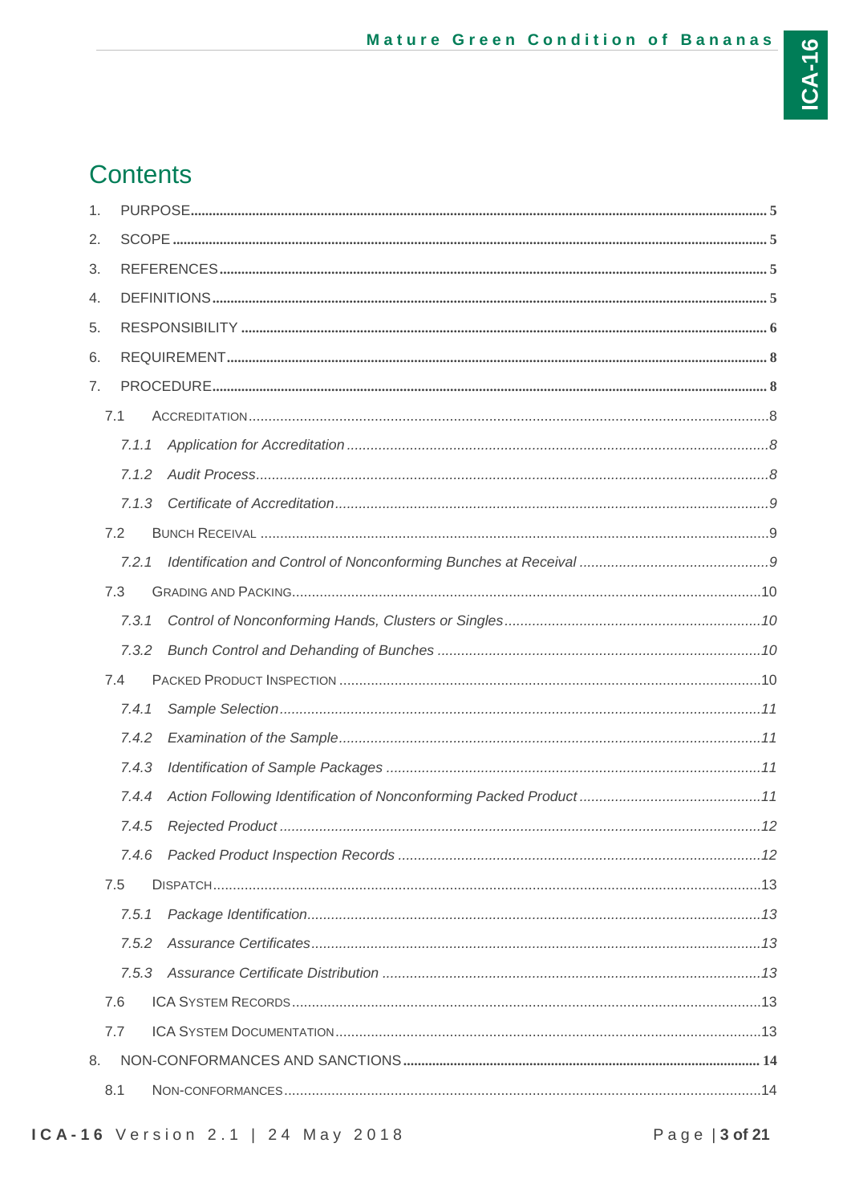# Contents

1. PURPOSE ..... 5
2. SCOPE ..... 5
3. REFERENCES ..... 5
4. DEFINITIONS ..... 5
5. RESPONSIBILITY ..... 6
6. REQUIREMENT ..... 8
7. PROCEDURE ..... 8
   - 7.1 ACCREDITATION ..... 8
     - *7.1.1 Application for Accreditation ..... 8*
     - *7.1.2 Audit Process ..... 8*
     - *7.1.3 Certificate of Accreditation ..... 9*
   - 7.2 BUNCH RECEIVAL ..... 9
     - *7.2.1 Identification and Control of Nonconforming Bunches at Receival ..... 9*
   - 7.3 GRADING AND PACKING ..... 10
     - *7.3.1 Control of Nonconforming Hands, Clusters or Singles ..... 10*
     - *7.3.2 Bunch Control and Dehanding of Bunches ..... 10*
   - 7.4 PACKED PRODUCT INSPECTION ..... 10
     - *7.4.1 Sample Selection ..... 11*
     - *7.4.2 Examination of the Sample ..... 11*
     - *7.4.3 Identification of Sample Packages ..... 11*
     - *7.4.4 Action Following Identification of Nonconforming Packed Product ..... 11*
     - *7.4.5 Rejected Product ..... 12*
     - *7.4.6 Packed Product Inspection Records ..... 12*
   - 7.5 DISPATCH ..... 13
     - *7.5.1 Package Identification ..... 13*
     - *7.5.2 Assurance Certificates ..... 13*
     - *7.5.3 Assurance Certificate Distribution ..... 13*
   - 7.6 ICA SYSTEM RECORDS ..... 13
   - 7.7 ICA SYSTEM DOCUMENTATION ..... 13
8. NON-CONFORMANCES AND SANCTIONS ..... 14
   - 8.1 NON-CONFORMANCES ..... 14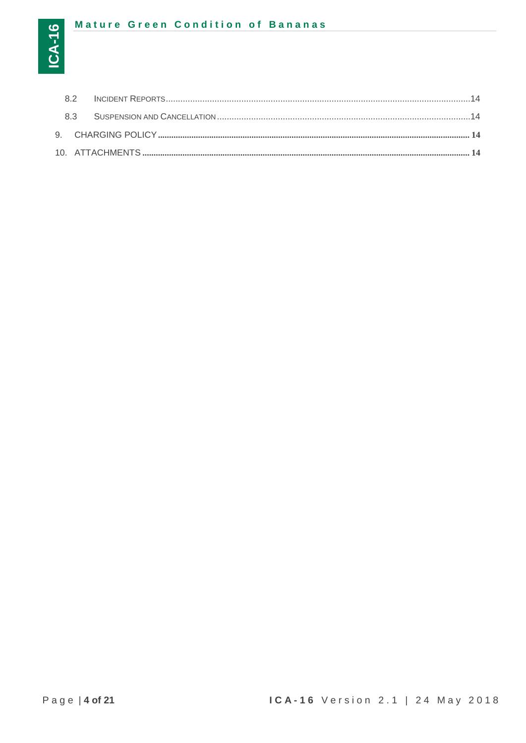8.2 Incident Reports ..........14

8.3 Suspension and Cancellation ..........14

9. CHARGING POLICY ..........14

10. ATTACHMENTS ..........14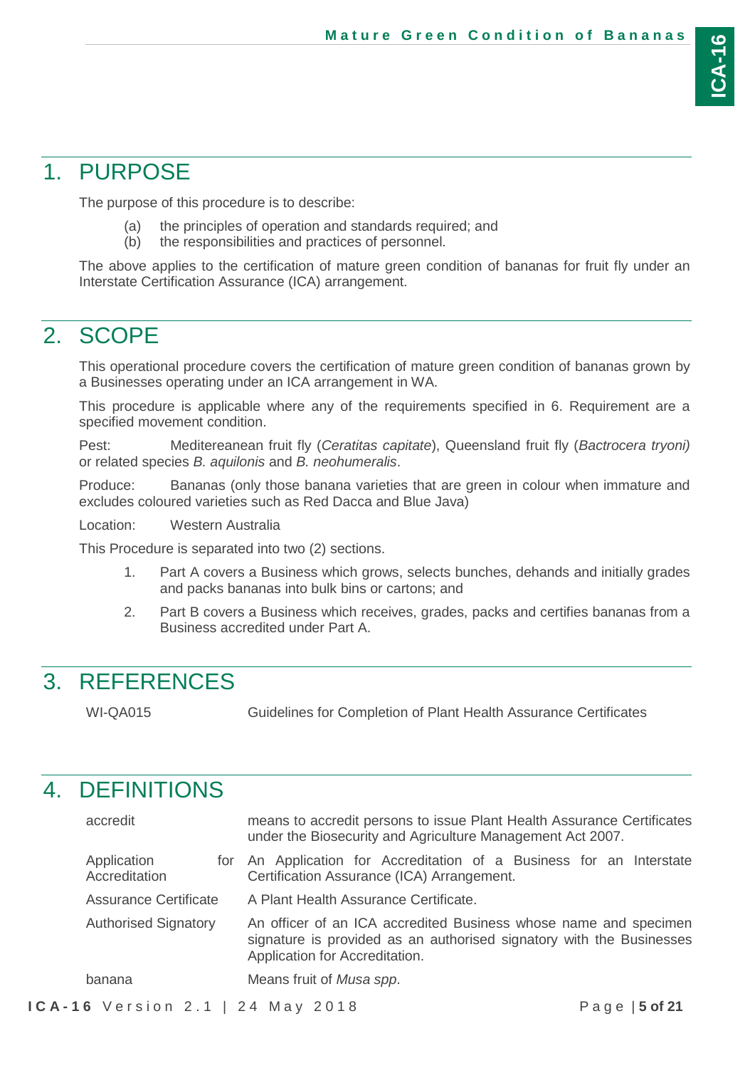# 1. PURPOSE

The purpose of this procedure is to describe:

(a) the principles of operation and standards required; and
(b) the responsibilities and practices of personnel.

The above applies to the certification of mature green condition of bananas for fruit fly under an Interstate Certification Assurance (ICA) arrangement.

# 2. SCOPE

This operational procedure covers the certification of mature green condition of bananas grown by a Businesses operating under an ICA arrangement in WA.

This procedure is applicable where any of the requirements specified in 6. Requirement are a specified movement condition.

Pest: Meditereanean fruit fly (*Ceratitas capitate*), Queensland fruit fly (*Bactrocera tryoni)* or related species *B. aquilonis* and *B. neohumeralis*.

Produce: Bananas (only those banana varieties that are green in colour when immature and excludes coloured varieties such as Red Dacca and Blue Java)

Location: Western Australia

This Procedure is separated into two (2) sections.

1. Part A covers a Business which grows, selects bunches, dehands and initially grades and packs bananas into bulk bins or cartons; and
2. Part B covers a Business which receives, grades, packs and certifies bananas from a Business accredited under Part A.

# 3. REFERENCES

| | |
|---|---|
| WI-QA015 | Guidelines for Completion of Plant Health Assurance Certificates |

# 4. DEFINITIONS

| | |
|---|---|
| accredit | means to accredit persons to issue Plant Health Assurance Certificates under the Biosecurity and Agriculture Management Act 2007. |
| Application for Accreditation | An Application for Accreditation of a Business for an Interstate Certification Assurance (ICA) Arrangement. |
| Assurance Certificate | A Plant Health Assurance Certificate. |
| Authorised Signatory | An officer of an ICA accredited Business whose name and specimen signature is provided as an authorised signatory with the Businesses Application for Accreditation. |
| banana | Means fruit of *Musa spp*. |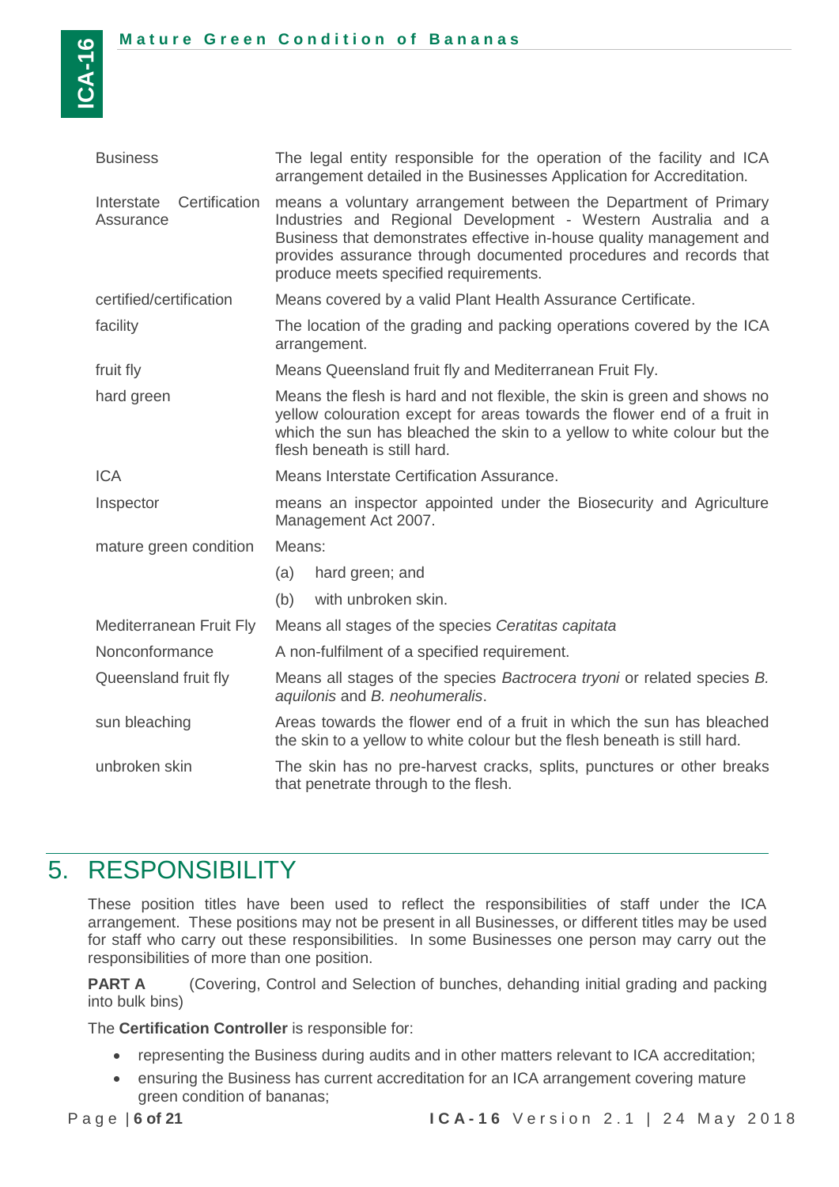| | |
|---|---|
| Business | The legal entity responsible for the operation of the facility and ICA arrangement detailed in the Businesses Application for Accreditation. |
| Interstate Certification Assurance | means a voluntary arrangement between the Department of Primary Industries and Regional Development - Western Australia and a Business that demonstrates effective in-house quality management and provides assurance through documented procedures and records that produce meets specified requirements. |
| certified/certification | Means covered by a valid Plant Health Assurance Certificate. |
| facility | The location of the grading and packing operations covered by the ICA arrangement. |
| fruit fly | Means Queensland fruit fly and Mediterranean Fruit Fly. |
| hard green | Means the flesh is hard and not flexible, the skin is green and shows no yellow colouration except for areas towards the flower end of a fruit in which the sun has bleached the skin to a yellow to white colour but the flesh beneath is still hard. |
| ICA | Means Interstate Certification Assurance. |
| Inspector | means an inspector appointed under the Biosecurity and Agriculture Management Act 2007. |
| mature green condition | Means:<br>(a) hard green; and<br>(b) with unbroken skin. |
| Mediterranean Fruit Fly | Means all stages of the species *Ceratitas capitata* |
| Nonconformance | A non-fulfilment of a specified requirement. |
| Queensland fruit fly | Means all stages of the species *Bactrocera tryoni* or related species *B. aquilonis* and *B. neohumeralis*. |
| sun bleaching | Areas towards the flower end of a fruit in which the sun has bleached the skin to a yellow to white colour but the flesh beneath is still hard. |
| unbroken skin | The skin has no pre-harvest cracks, splits, punctures or other breaks that penetrate through to the flesh. |

# 5. RESPONSIBILITY

These position titles have been used to reflect the responsibilities of staff under the ICA arrangement. These positions may not be present in all Businesses, or different titles may be used for staff who carry out these responsibilities. In some Businesses one person may carry out the responsibilities of more than one position.

**PART A** (Covering, Control and Selection of bunches, dehanding initial grading and packing into bulk bins)

The **Certification Controller** is responsible for:

- representing the Business during audits and in other matters relevant to ICA accreditation;
- ensuring the Business has current accreditation for an ICA arrangement covering mature green condition of bananas;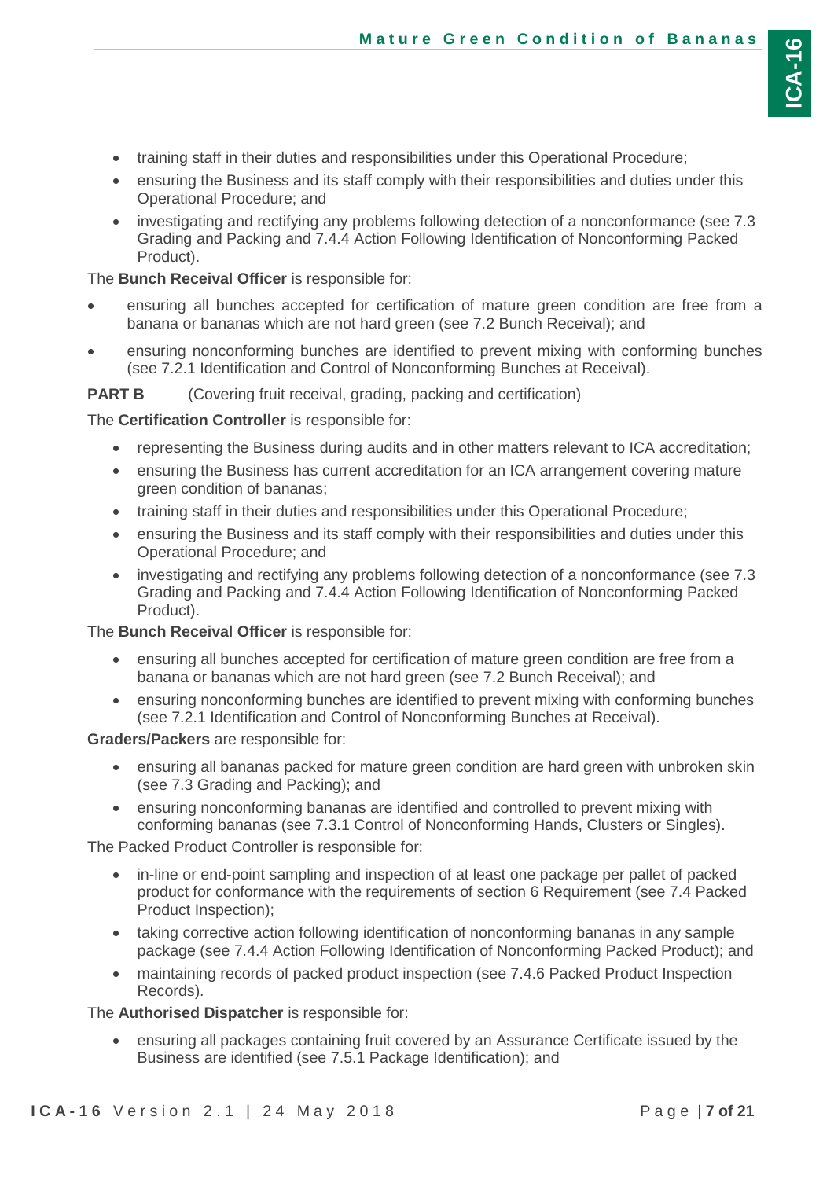- training staff in their duties and responsibilities under this Operational Procedure;
- ensuring the Business and its staff comply with their responsibilities and duties under this Operational Procedure; and
- investigating and rectifying any problems following detection of a nonconformance (see 7.3 Grading and Packing and 7.4.4 Action Following Identification of Nonconforming Packed Product).

The **Bunch Receival Officer** is responsible for:

- ensuring all bunches accepted for certification of mature green condition are free from a banana or bananas which are not hard green (see 7.2 Bunch Receival); and
- ensuring nonconforming bunches are identified to prevent mixing with conforming bunches (see 7.2.1 Identification and Control of Nonconforming Bunches at Receival).

**PART B** (Covering fruit receival, grading, packing and certification)

The **Certification Controller** is responsible for:

- representing the Business during audits and in other matters relevant to ICA accreditation;
- ensuring the Business has current accreditation for an ICA arrangement covering mature green condition of bananas;
- training staff in their duties and responsibilities under this Operational Procedure;
- ensuring the Business and its staff comply with their responsibilities and duties under this Operational Procedure; and
- investigating and rectifying any problems following detection of a nonconformance (see 7.3 Grading and Packing and 7.4.4 Action Following Identification of Nonconforming Packed Product).

The **Bunch Receival Officer** is responsible for:

- ensuring all bunches accepted for certification of mature green condition are free from a banana or bananas which are not hard green (see 7.2 Bunch Receival); and
- ensuring nonconforming bunches are identified to prevent mixing with conforming bunches (see 7.2.1 Identification and Control of Nonconforming Bunches at Receival).

**Graders/Packers** are responsible for:

- ensuring all bananas packed for mature green condition are hard green with unbroken skin (see 7.3 Grading and Packing); and
- ensuring nonconforming bananas are identified and controlled to prevent mixing with conforming bananas (see 7.3.1 Control of Nonconforming Hands, Clusters or Singles).

The Packed Product Controller is responsible for:

- in-line or end-point sampling and inspection of at least one package per pallet of packed product for conformance with the requirements of section 6 Requirement (see 7.4 Packed Product Inspection);
- taking corrective action following identification of nonconforming bananas in any sample package (see 7.4.4 Action Following Identification of Nonconforming Packed Product); and
- maintaining records of packed product inspection (see 7.4.6 Packed Product Inspection Records).

The **Authorised Dispatcher** is responsible for:

- ensuring all packages containing fruit covered by an Assurance Certificate issued by the Business are identified (see 7.5.1 Package Identification); and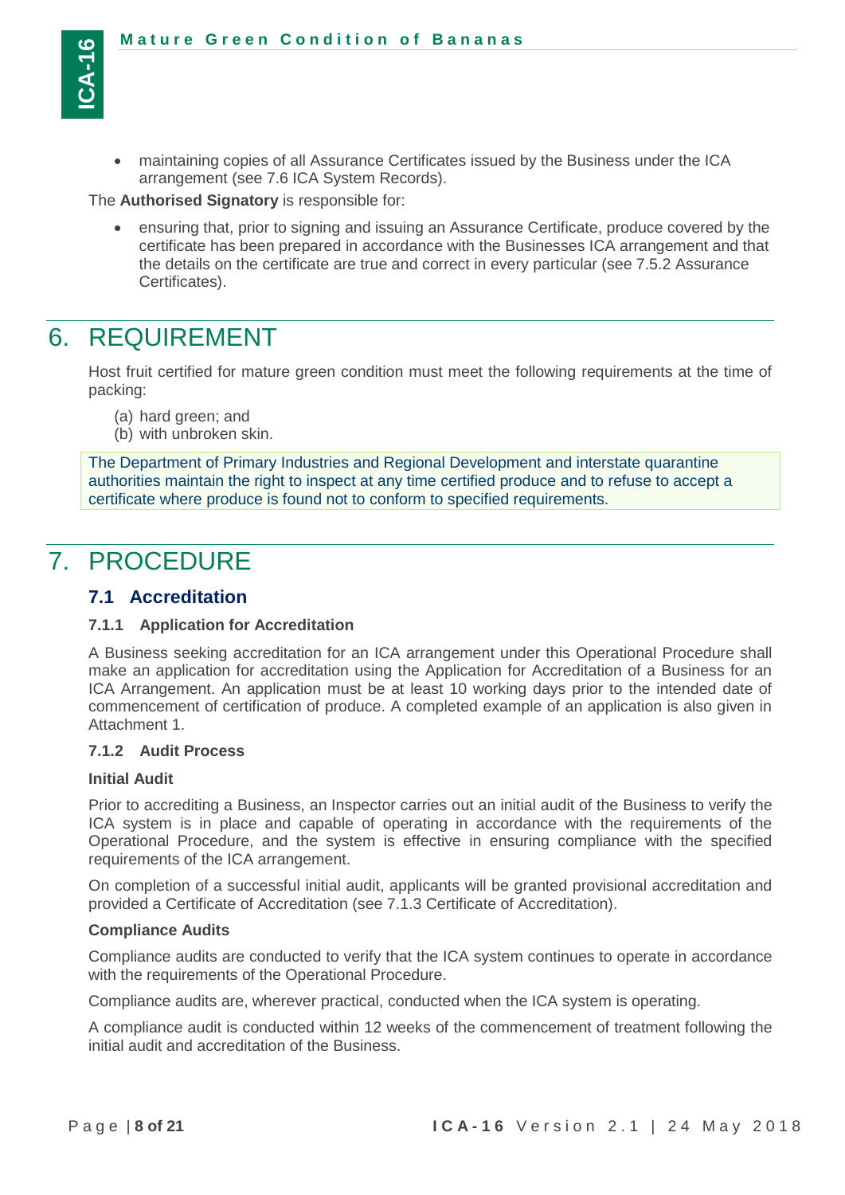- maintaining copies of all Assurance Certificates issued by the Business under the ICA arrangement (see 7.6 ICA System Records).

The **Authorised Signatory** is responsible for:

- ensuring that, prior to signing and issuing an Assurance Certificate, produce covered by the certificate has been prepared in accordance with the Businesses ICA arrangement and that the details on the certificate are true and correct in every particular (see 7.5.2 Assurance Certificates).

# 6. REQUIREMENT

Host fruit certified for mature green condition must meet the following requirements at the time of packing:

(a) hard green; and
(b) with unbroken skin.

The Department of Primary Industries and Regional Development and interstate quarantine authorities maintain the right to inspect at any time certified produce and to refuse to accept a certificate where produce is found not to conform to specified requirements.

# 7. PROCEDURE

## 7.1 Accreditation

### 7.1.1 Application for Accreditation

A Business seeking accreditation for an ICA arrangement under this Operational Procedure shall make an application for accreditation using the Application for Accreditation of a Business for an ICA Arrangement. An application must be at least 10 working days prior to the intended date of commencement of certification of produce. A completed example of an application is also given in Attachment 1.

### 7.1.2 Audit Process

**Initial Audit**

Prior to accrediting a Business, an Inspector carries out an initial audit of the Business to verify the ICA system is in place and capable of operating in accordance with the requirements of the Operational Procedure, and the system is effective in ensuring compliance with the specified requirements of the ICA arrangement.

On completion of a successful initial audit, applicants will be granted provisional accreditation and provided a Certificate of Accreditation (see 7.1.3 Certificate of Accreditation).

**Compliance Audits**

Compliance audits are conducted to verify that the ICA system continues to operate in accordance with the requirements of the Operational Procedure.

Compliance audits are, wherever practical, conducted when the ICA system is operating.

A compliance audit is conducted within 12 weeks of the commencement of treatment following the initial audit and accreditation of the Business.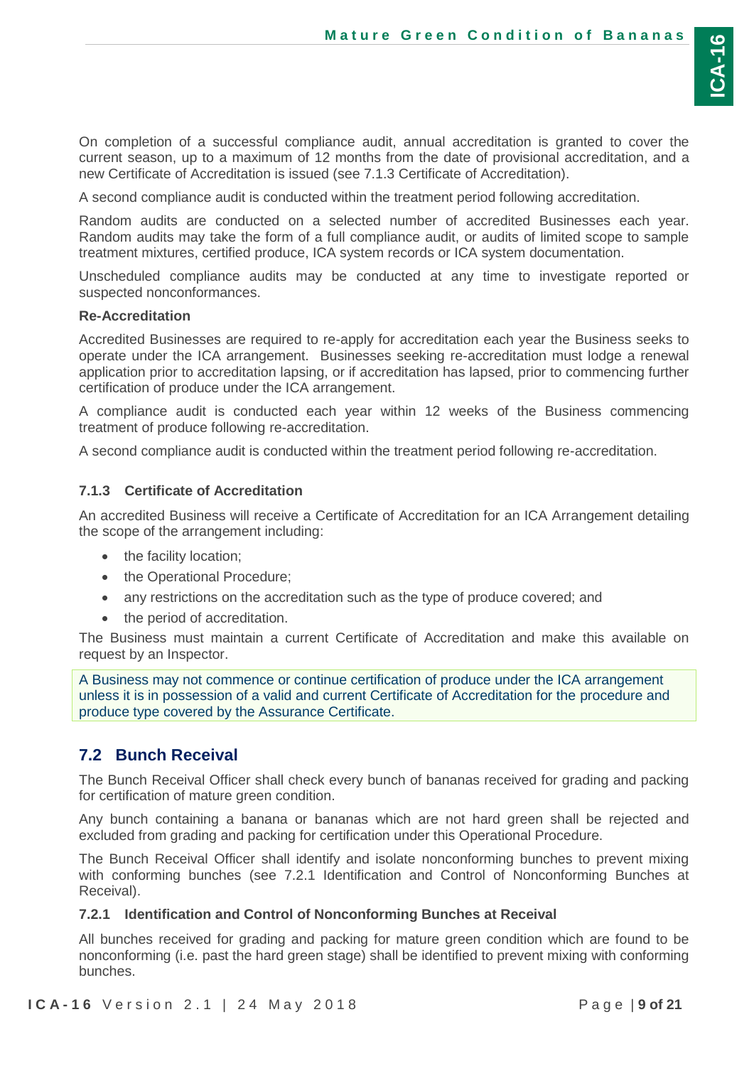On completion of a successful compliance audit, annual accreditation is granted to cover the current season, up to a maximum of 12 months from the date of provisional accreditation, and a new Certificate of Accreditation is issued (see 7.1.3 Certificate of Accreditation).

A second compliance audit is conducted within the treatment period following accreditation.

Random audits are conducted on a selected number of accredited Businesses each year. Random audits may take the form of a full compliance audit, or audits of limited scope to sample treatment mixtures, certified produce, ICA system records or ICA system documentation.

Unscheduled compliance audits may be conducted at any time to investigate reported or suspected nonconformances.

**Re-Accreditation**

Accredited Businesses are required to re-apply for accreditation each year the Business seeks to operate under the ICA arrangement. Businesses seeking re-accreditation must lodge a renewal application prior to accreditation lapsing, or if accreditation has lapsed, prior to commencing further certification of produce under the ICA arrangement.

A compliance audit is conducted each year within 12 weeks of the Business commencing treatment of produce following re-accreditation.

A second compliance audit is conducted within the treatment period following re-accreditation.

### 7.1.3 Certificate of Accreditation

An accredited Business will receive a Certificate of Accreditation for an ICA Arrangement detailing the scope of the arrangement including:

- the facility location;
- the Operational Procedure;
- any restrictions on the accreditation such as the type of produce covered; and
- the period of accreditation.

The Business must maintain a current Certificate of Accreditation and make this available on request by an Inspector.

A Business may not commence or continue certification of produce under the ICA arrangement unless it is in possession of a valid and current Certificate of Accreditation for the procedure and produce type covered by the Assurance Certificate.

## 7.2 Bunch Receival

The Bunch Receival Officer shall check every bunch of bananas received for grading and packing for certification of mature green condition.

Any bunch containing a banana or bananas which are not hard green shall be rejected and excluded from grading and packing for certification under this Operational Procedure.

The Bunch Receival Officer shall identify and isolate nonconforming bunches to prevent mixing with conforming bunches (see 7.2.1 Identification and Control of Nonconforming Bunches at Receival).

### 7.2.1 Identification and Control of Nonconforming Bunches at Receival

All bunches received for grading and packing for mature green condition which are found to be nonconforming (i.e. past the hard green stage) shall be identified to prevent mixing with conforming bunches.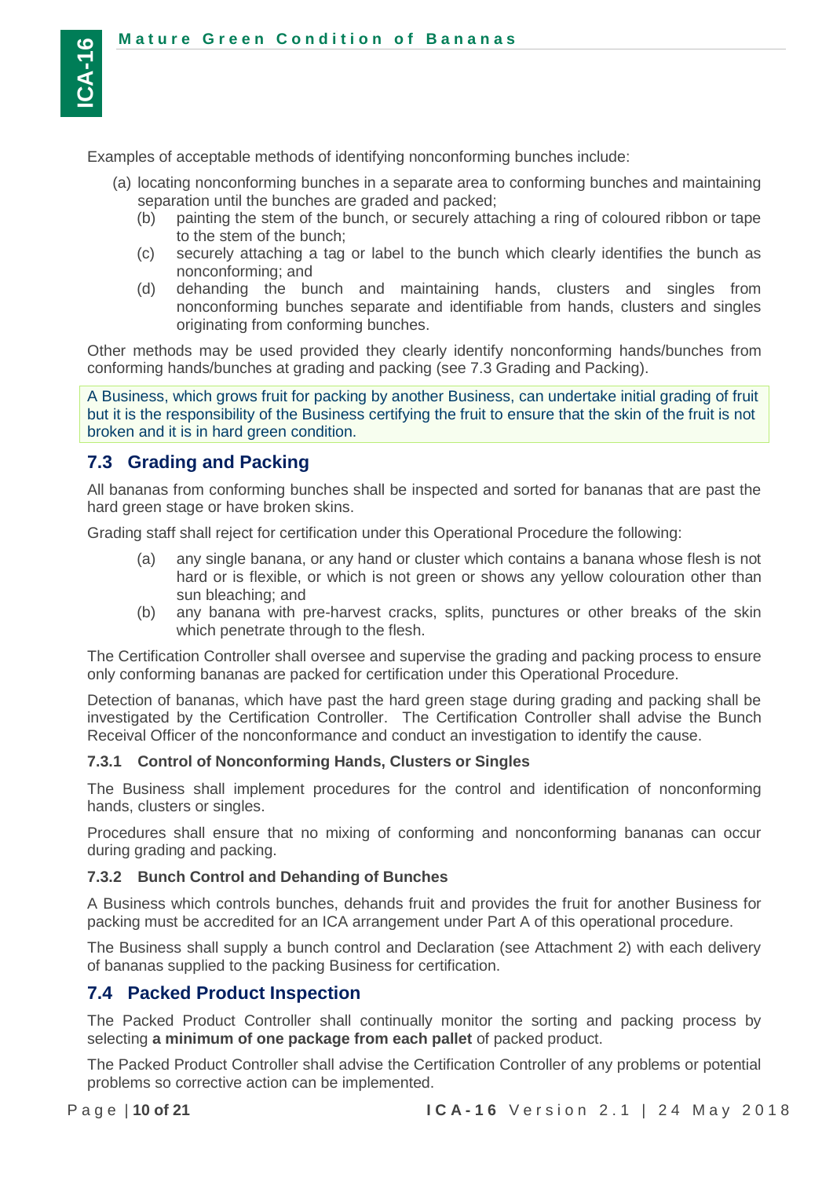Examples of acceptable methods of identifying nonconforming bunches include:

(a) locating nonconforming bunches in a separate area to conforming bunches and maintaining separation until the bunches are graded and packed;

(b) painting the stem of the bunch, or securely attaching a ring of coloured ribbon or tape to the stem of the bunch;

(c) securely attaching a tag or label to the bunch which clearly identifies the bunch as nonconforming; and

(d) dehanding the bunch and maintaining hands, clusters and singles from nonconforming bunches separate and identifiable from hands, clusters and singles originating from conforming bunches.

Other methods may be used provided they clearly identify nonconforming hands/bunches from conforming hands/bunches at grading and packing (see 7.3 Grading and Packing).

A Business, which grows fruit for packing by another Business, can undertake initial grading of fruit but it is the responsibility of the Business certifying the fruit to ensure that the skin of the fruit is not broken and it is in hard green condition.

## 7.3 Grading and Packing

All bananas from conforming bunches shall be inspected and sorted for bananas that are past the hard green stage or have broken skins.

Grading staff shall reject for certification under this Operational Procedure the following:

(a) any single banana, or any hand or cluster which contains a banana whose flesh is not hard or is flexible, or which is not green or shows any yellow colouration other than sun bleaching; and

(b) any banana with pre-harvest cracks, splits, punctures or other breaks of the skin which penetrate through to the flesh.

The Certification Controller shall oversee and supervise the grading and packing process to ensure only conforming bananas are packed for certification under this Operational Procedure.

Detection of bananas, which have past the hard green stage during grading and packing shall be investigated by the Certification Controller. The Certification Controller shall advise the Bunch Receival Officer of the nonconformance and conduct an investigation to identify the cause.

### 7.3.1 Control of Nonconforming Hands, Clusters or Singles

The Business shall implement procedures for the control and identification of nonconforming hands, clusters or singles.

Procedures shall ensure that no mixing of conforming and nonconforming bananas can occur during grading and packing.

### 7.3.2 Bunch Control and Dehanding of Bunches

A Business which controls bunches, dehands fruit and provides the fruit for another Business for packing must be accredited for an ICA arrangement under Part A of this operational procedure.

The Business shall supply a bunch control and Declaration (see Attachment 2) with each delivery of bananas supplied to the packing Business for certification.

## 7.4 Packed Product Inspection

The Packed Product Controller shall continually monitor the sorting and packing process by selecting **a minimum of one package from each pallet** of packed product.

The Packed Product Controller shall advise the Certification Controller of any problems or potential problems so corrective action can be implemented.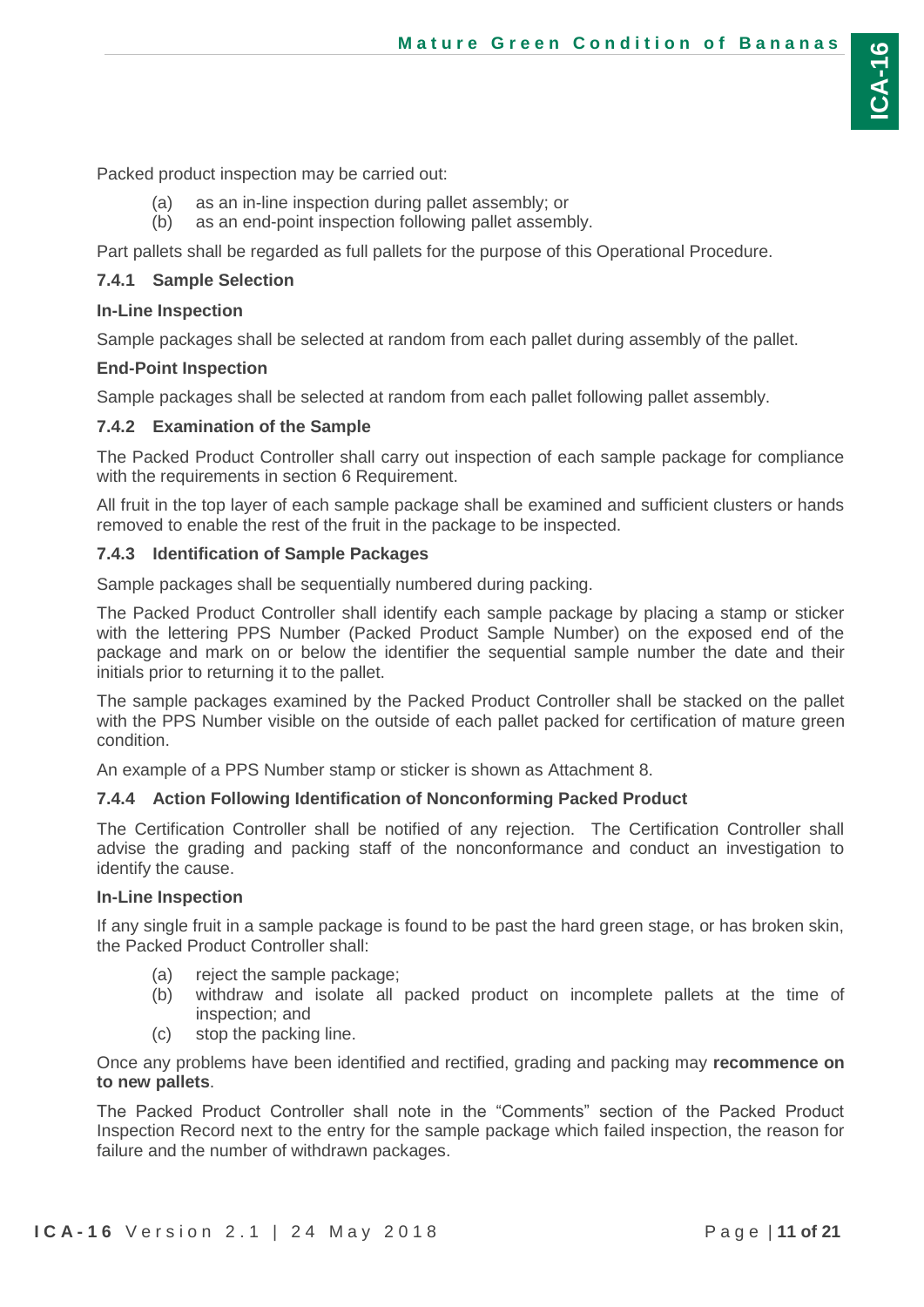Packed product inspection may be carried out:

(a) as an in-line inspection during pallet assembly; or
(b) as an end-point inspection following pallet assembly.

Part pallets shall be regarded as full pallets for the purpose of this Operational Procedure.

### 7.4.1 Sample Selection

**In-Line Inspection**

Sample packages shall be selected at random from each pallet during assembly of the pallet.

**End-Point Inspection**

Sample packages shall be selected at random from each pallet following pallet assembly.

### 7.4.2 Examination of the Sample

The Packed Product Controller shall carry out inspection of each sample package for compliance with the requirements in section 6 Requirement.

All fruit in the top layer of each sample package shall be examined and sufficient clusters or hands removed to enable the rest of the fruit in the package to be inspected.

### 7.4.3 Identification of Sample Packages

Sample packages shall be sequentially numbered during packing.

The Packed Product Controller shall identify each sample package by placing a stamp or sticker with the lettering PPS Number (Packed Product Sample Number) on the exposed end of the package and mark on or below the identifier the sequential sample number the date and their initials prior to returning it to the pallet.

The sample packages examined by the Packed Product Controller shall be stacked on the pallet with the PPS Number visible on the outside of each pallet packed for certification of mature green condition.

An example of a PPS Number stamp or sticker is shown as Attachment 8.

### 7.4.4 Action Following Identification of Nonconforming Packed Product

The Certification Controller shall be notified of any rejection. The Certification Controller shall advise the grading and packing staff of the nonconformance and conduct an investigation to identify the cause.

**In-Line Inspection**

If any single fruit in a sample package is found to be past the hard green stage, or has broken skin, the Packed Product Controller shall:

(a) reject the sample package;
(b) withdraw and isolate all packed product on incomplete pallets at the time of inspection; and
(c) stop the packing line.

Once any problems have been identified and rectified, grading and packing may **recommence on to new pallets**.

The Packed Product Controller shall note in the "Comments" section of the Packed Product Inspection Record next to the entry for the sample package which failed inspection, the reason for failure and the number of withdrawn packages.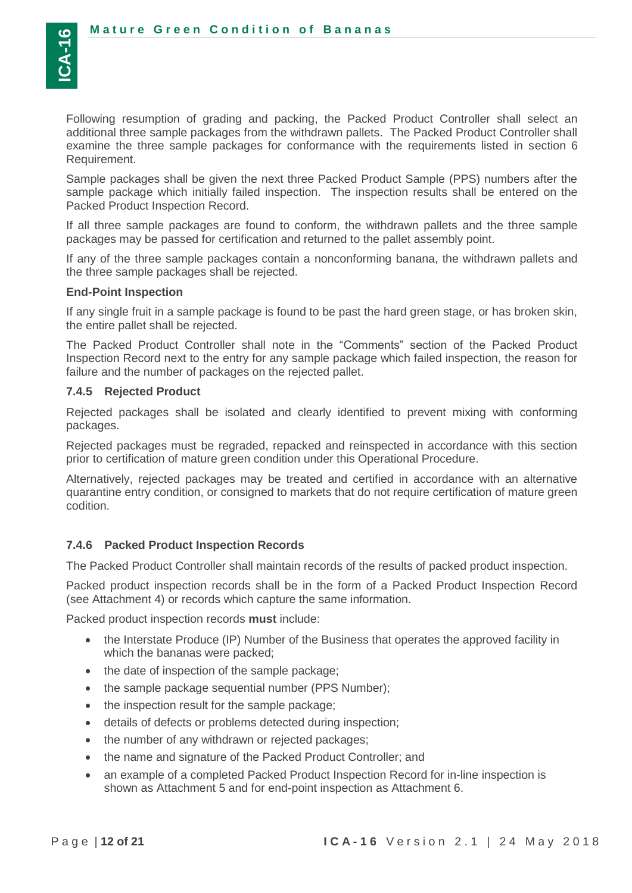Following resumption of grading and packing, the Packed Product Controller shall select an additional three sample packages from the withdrawn pallets. The Packed Product Controller shall examine the three sample packages for conformance with the requirements listed in section 6 Requirement.

Sample packages shall be given the next three Packed Product Sample (PPS) numbers after the sample package which initially failed inspection. The inspection results shall be entered on the Packed Product Inspection Record.

If all three sample packages are found to conform, the withdrawn pallets and the three sample packages may be passed for certification and returned to the pallet assembly point.

If any of the three sample packages contain a nonconforming banana, the withdrawn pallets and the three sample packages shall be rejected.

**End-Point Inspection**

If any single fruit in a sample package is found to be past the hard green stage, or has broken skin, the entire pallet shall be rejected.

The Packed Product Controller shall note in the "Comments" section of the Packed Product Inspection Record next to the entry for any sample package which failed inspection, the reason for failure and the number of packages on the rejected pallet.

#### 7.4.5 Rejected Product

Rejected packages shall be isolated and clearly identified to prevent mixing with conforming packages.

Rejected packages must be regraded, repacked and reinspected in accordance with this section prior to certification of mature green condition under this Operational Procedure.

Alternatively, rejected packages may be treated and certified in accordance with an alternative quarantine entry condition, or consigned to markets that do not require certification of mature green codition.

#### 7.4.6 Packed Product Inspection Records

The Packed Product Controller shall maintain records of the results of packed product inspection.

Packed product inspection records shall be in the form of a Packed Product Inspection Record (see Attachment 4) or records which capture the same information.

Packed product inspection records **must** include:

- the Interstate Produce (IP) Number of the Business that operates the approved facility in which the bananas were packed;
- the date of inspection of the sample package;
- the sample package sequential number (PPS Number);
- the inspection result for the sample package;
- details of defects or problems detected during inspection;
- the number of any withdrawn or rejected packages;
- the name and signature of the Packed Product Controller; and
- an example of a completed Packed Product Inspection Record for in-line inspection is shown as Attachment 5 and for end-point inspection as Attachment 6.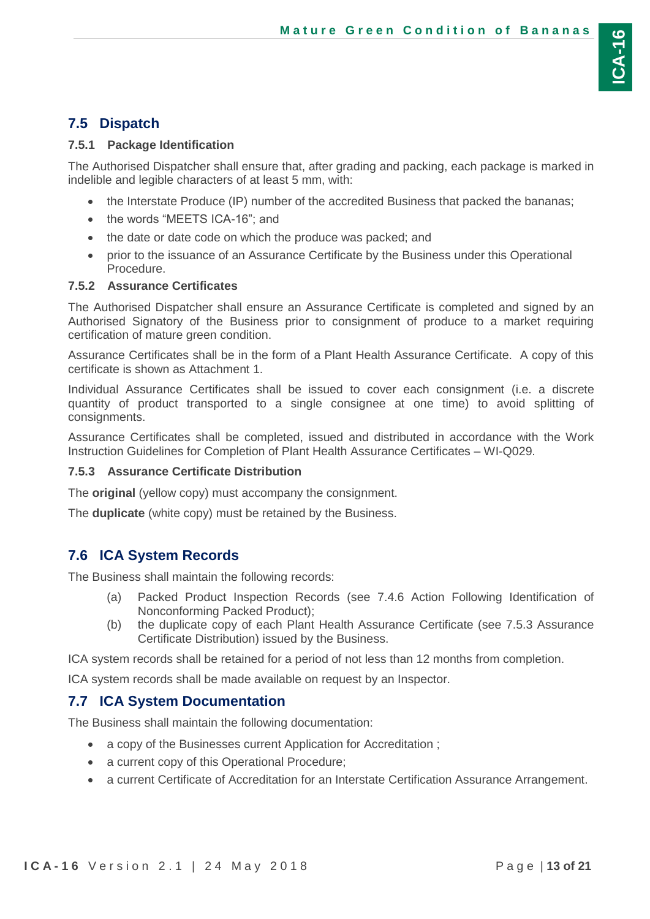## 7.5 Dispatch

### 7.5.1 Package Identification

The Authorised Dispatcher shall ensure that, after grading and packing, each package is marked in indelible and legible characters of at least 5 mm, with:

- the Interstate Produce (IP) number of the accredited Business that packed the bananas;
- the words "MEETS ICA-16"; and
- the date or date code on which the produce was packed; and
- prior to the issuance of an Assurance Certificate by the Business under this Operational Procedure.

### 7.5.2 Assurance Certificates

The Authorised Dispatcher shall ensure an Assurance Certificate is completed and signed by an Authorised Signatory of the Business prior to consignment of produce to a market requiring certification of mature green condition.

Assurance Certificates shall be in the form of a Plant Health Assurance Certificate. A copy of this certificate is shown as Attachment 1.

Individual Assurance Certificates shall be issued to cover each consignment (i.e. a discrete quantity of product transported to a single consignee at one time) to avoid splitting of consignments.

Assurance Certificates shall be completed, issued and distributed in accordance with the Work Instruction Guidelines for Completion of Plant Health Assurance Certificates – WI-Q029.

### 7.5.3 Assurance Certificate Distribution

The **original** (yellow copy) must accompany the consignment.

The **duplicate** (white copy) must be retained by the Business.

## 7.6 ICA System Records

The Business shall maintain the following records:

(a) Packed Product Inspection Records (see 7.4.6 Action Following Identification of Nonconforming Packed Product);

(b) the duplicate copy of each Plant Health Assurance Certificate (see 7.5.3 Assurance Certificate Distribution) issued by the Business.

ICA system records shall be retained for a period of not less than 12 months from completion.

ICA system records shall be made available on request by an Inspector.

## 7.7 ICA System Documentation

The Business shall maintain the following documentation:

- a copy of the Businesses current Application for Accreditation ;
- a current copy of this Operational Procedure;
- a current Certificate of Accreditation for an Interstate Certification Assurance Arrangement.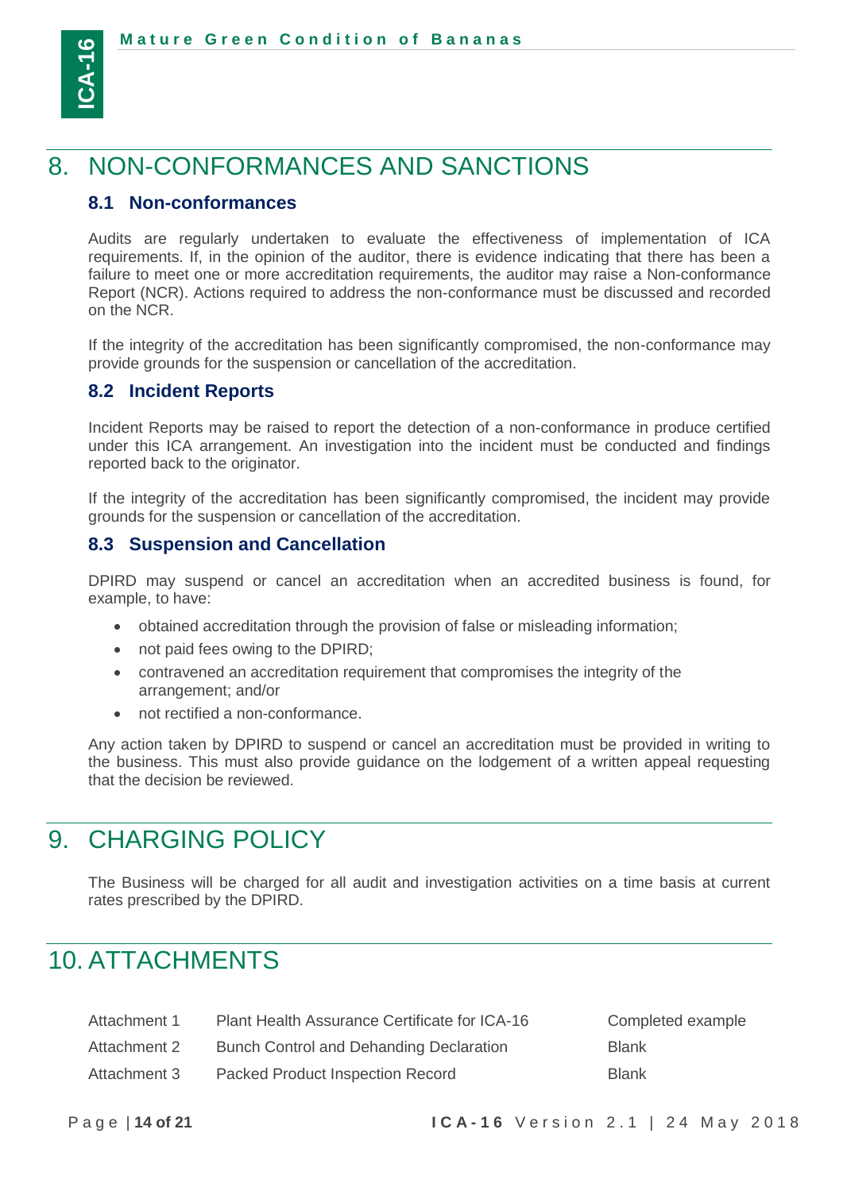# 8. NON-CONFORMANCES AND SANCTIONS

## 8.1 Non-conformances

Audits are regularly undertaken to evaluate the effectiveness of implementation of ICA requirements. If, in the opinion of the auditor, there is evidence indicating that there has been a failure to meet one or more accreditation requirements, the auditor may raise a Non-conformance Report (NCR). Actions required to address the non-conformance must be discussed and recorded on the NCR.

If the integrity of the accreditation has been significantly compromised, the non-conformance may provide grounds for the suspension or cancellation of the accreditation.

## 8.2 Incident Reports

Incident Reports may be raised to report the detection of a non-conformance in produce certified under this ICA arrangement. An investigation into the incident must be conducted and findings reported back to the originator.

If the integrity of the accreditation has been significantly compromised, the incident may provide grounds for the suspension or cancellation of the accreditation.

## 8.3 Suspension and Cancellation

DPIRD may suspend or cancel an accreditation when an accredited business is found, for example, to have:

- obtained accreditation through the provision of false or misleading information;
- not paid fees owing to the DPIRD;
- contravened an accreditation requirement that compromises the integrity of the arrangement; and/or
- not rectified a non-conformance.

Any action taken by DPIRD to suspend or cancel an accreditation must be provided in writing to the business. This must also provide guidance on the lodgement of a written appeal requesting that the decision be reviewed.

# 9. CHARGING POLICY

The Business will be charged for all audit and investigation activities on a time basis at current rates prescribed by the DPIRD.

# 10. ATTACHMENTS

| | | |
|---|---|---|
| Attachment 1 | Plant Health Assurance Certificate for ICA-16 | Completed example |
| Attachment 2 | Bunch Control and Dehanding Declaration | Blank |
| Attachment 3 | Packed Product Inspection Record | Blank |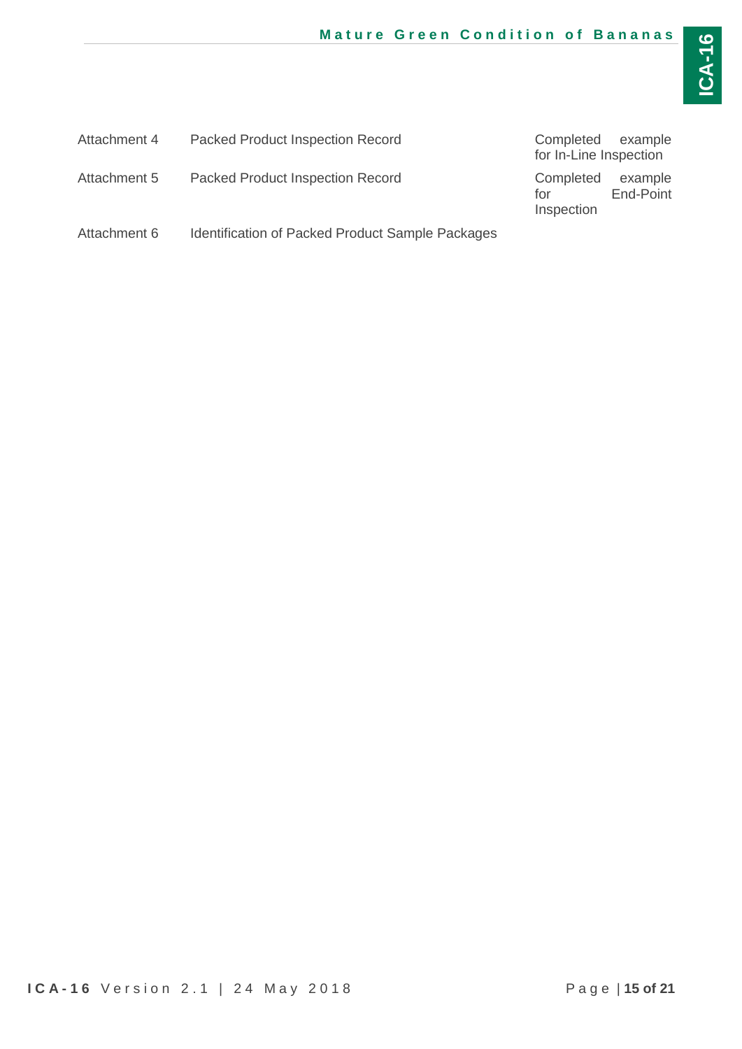| | | |
|---|---|---|
| Attachment 4 | Packed Product Inspection Record | Completed example for In-Line Inspection |
| Attachment 5 | Packed Product Inspection Record | Completed example for End-Point Inspection |
| Attachment 6 | Identification of Packed Product Sample Packages | |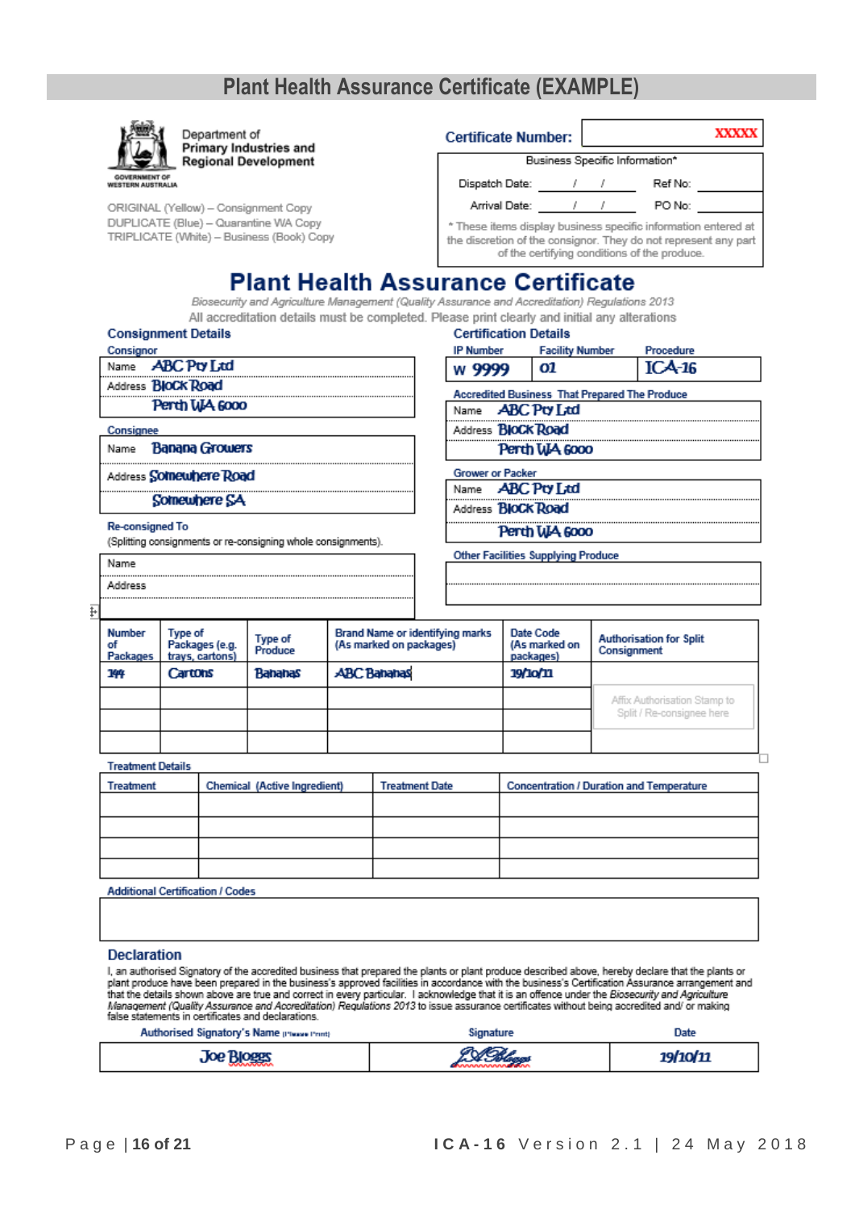## Plant Health Assurance Certificate (EXAMPLE)

Department of Primary Industries and Regional Development

GOVERNMENT OF WESTERN AUSTRALIA

ORIGINAL (Yellow) – Consignment Copy
DUPLICATE (Blue) – Quarantine WA Copy
TRIPLICATE (White) – Business (Book) Copy

**Certificate Number:** XXXXX

| Business Specific Information* | | | |
|---|---|---|---|
| Dispatch Date: | / / | Ref No: | |
| Arrival Date: | / / | PO No: | |

* These items display business specific information entered at the discretion of the consignor. They do not represent any part of the certifying conditions of the produce.

# Plant Health Assurance Certificate

*Biosecurity and Agriculture Management (Quality Assurance and Accreditation) Regulations 2013*

All accreditation details must be completed. Please print clearly and initial any alterations

### Consignment Details

**Consignor**

Name: ABC Pty Ltd
Address: Block Road
Perth WA 6000

**Consignee**

Name: Banana Growers
Address: Somewhere Road
Somewhere SA

**Re-consigned To**
(Splitting consignments or re-consigning whole consignments).

Name:
Address:

### Certification Details

| IP Number | Facility Number | Procedure |
|---|---|---|
| W 9999 | 01 | ICA-16 |

**Accredited Business That Prepared The Produce**

Name: ABC Pty Ltd
Address: Block Road
Perth WA 6000

**Grower or Packer**

Name: ABC Pty Ltd
Address: Block Road
Perth WA 6000

**Other Facilities Supplying Produce**

| Number of Packages | Type of Packages (e.g. trays, cartons) | Type of Produce | Brand Name or identifying marks (As marked on packages) | Date Code (As marked on packages) | Authorisation for Split Consignment |
|---|---|---|---|---|---|
| 144 | Cartons | Bananas | ABC Bananas | 19/10/11 | |
| | | | | | Affix Authorisation Stamp to Split / Re-consignee here |
| | | | | | |
| | | | | | |

**Treatment Details**

| Treatment | Chemical (Active Ingredient) | Treatment Date | Concentration / Duration and Temperature |
|---|---|---|---|
| | | | |
| | | | |
| | | | |
| | | | |

**Additional Certification / Codes**

### Declaration

I, an authorised Signatory of the accredited business that prepared the plants or plant produce described above, hereby declare that the plants or plant produce have been prepared in the business's approved facilities in accordance with the business's Certification Assurance arrangement and that the details shown above are true and correct in every particular. I acknowledge that it is an offence under the *Biosecurity and Agriculture Management (Quality Assurance and Accreditation) Regulations 2013* to issue assurance certificates without being accredited and/ or making false statements in certificates and declarations.

| Authorised Signatory's Name (Please Print) | Signature | Date |
|---|---|---|
| Joe Bloggs | JBloggs | 19/10/11 |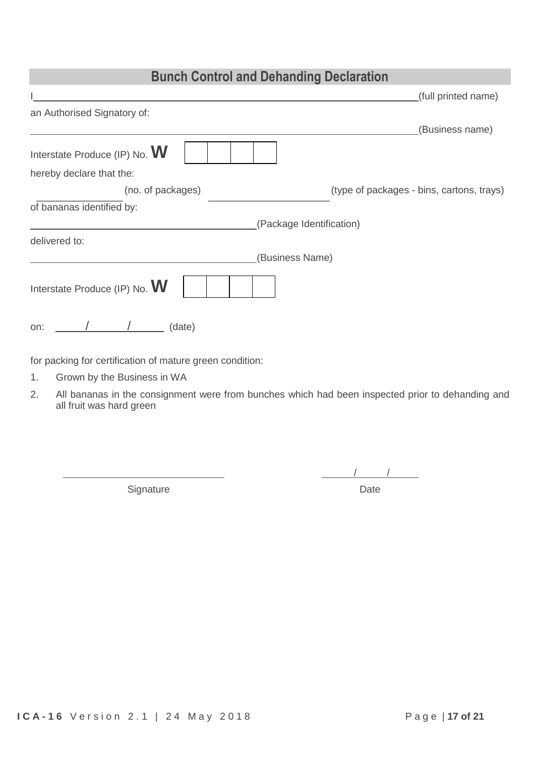## Bunch Control and Dehanding Declaration

I \_\_\_\_\_\_\_\_\_\_\_\_\_\_\_\_\_\_\_\_\_\_\_\_\_\_\_\_\_\_\_\_\_\_\_\_\_\_\_\_\_\_\_\_\_\_\_\_\_\_\_\_\_\_\_\_\_\_\_\_ (full printed name)

an Authorised Signatory of:

\_\_\_\_\_\_\_\_\_\_\_\_\_\_\_\_\_\_\_\_\_\_\_\_\_\_\_\_\_\_\_\_\_\_\_\_\_\_\_\_\_\_\_\_\_\_\_\_\_\_\_\_\_\_\_\_\_\_\_\_ (Business name)

Interstate Produce (IP) No. **W** | | | | |

hereby declare that the:

\_\_\_\_\_\_\_\_\_\_\_\_ (no. of packages) \_\_\_\_\_\_\_\_\_\_\_\_\_\_\_\_\_\_ (type of packages - bins, cartons, trays)

of bananas identified by:

\_\_\_\_\_\_\_\_\_\_\_\_\_\_\_\_\_\_\_\_\_\_\_\_\_\_\_\_\_\_\_\_\_\_\_\_ (Package Identification)

delivered to:

\_\_\_\_\_\_\_\_\_\_\_\_\_\_\_\_\_\_\_\_\_\_\_\_\_\_\_\_\_\_\_\_\_\_\_\_ (Business Name)

Interstate Produce (IP) No. **W** | | | | |

on: \_\_\_\_\_ / \_\_\_\_\_ / \_\_\_\_\_ (date)

for packing for certification of mature green condition:

1. Grown by the Business in WA
2. All bananas in the consignment were from bunches which had been inspected prior to dehanding and all fruit was hard green

\_\_\_\_\_\_\_\_\_\_\_\_\_\_\_\_\_\_\_\_\_\_\_\_\_\_
Signature

\_\_\_\_\_ / \_\_\_\_\_ / \_\_\_\_\_
Date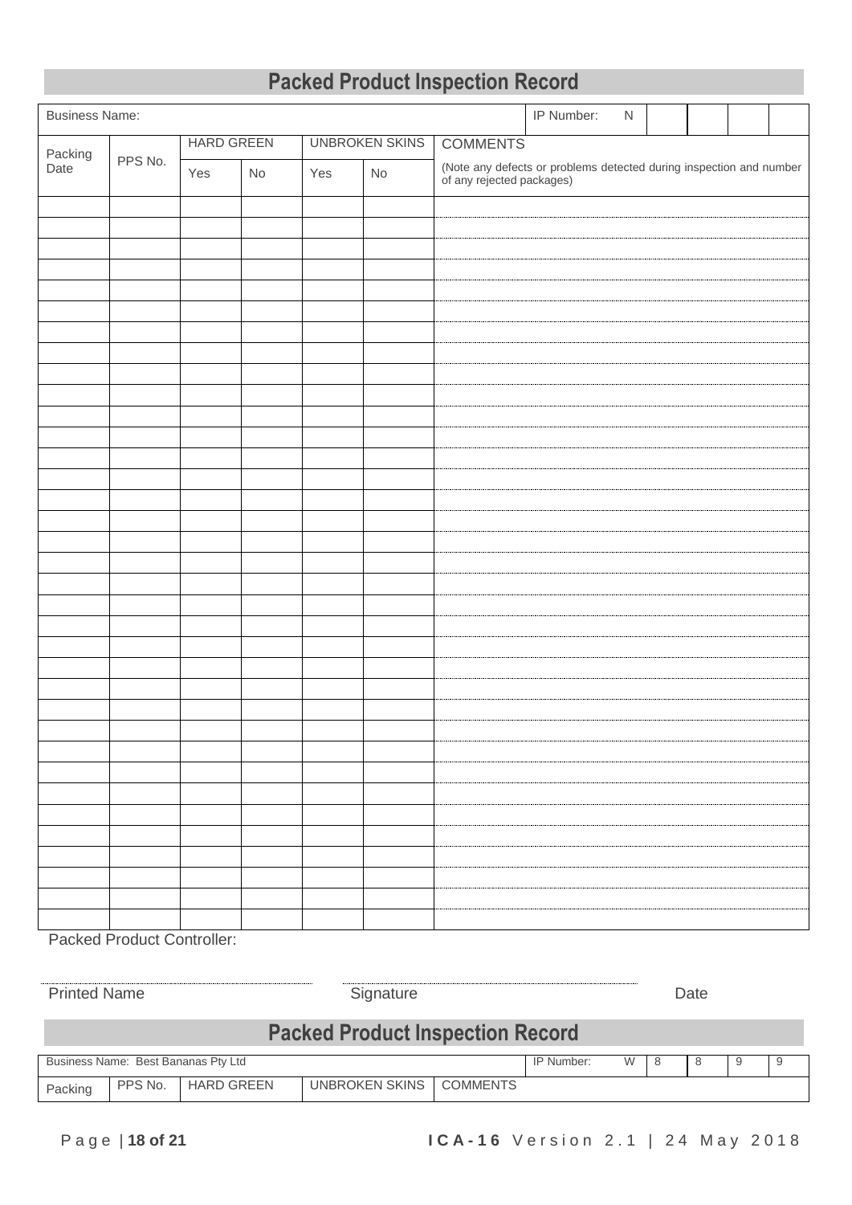## Packed Product Inspection Record

| Business Name: | | | | | | | IP Number: N | | | | |
|---|---|---|---|---|---|---|---|---|---|---|---|
| Packing Date | PPS No. | HARD GREEN | | UNBROKEN SKINS | | COMMENTS (Note any defects or problems detected during inspection and number of any rejected packages) | | | | | |
| | | Yes | No | Yes | No | | | | | | |
| | | | | | | | | | | | |
| | | | | | | | | | | | |
| | | | | | | | | | | | |
| | | | | | | | | | | | |
| | | | | | | | | | | | |
| | | | | | | | | | | | |
| | | | | | | | | | | | |
| | | | | | | | | | | | |
| | | | | | | | | | | | |
| | | | | | | | | | | | |
| | | | | | | | | | | | |
| | | | | | | | | | | | |
| | | | | | | | | | | | |
| | | | | | | | | | | | |
| | | | | | | | | | | | |
| | | | | | | | | | | | |
| | | | | | | | | | | | |
| | | | | | | | | | | | |
| | | | | | | | | | | | |
| | | | | | | | | | | | |
| | | | | | | | | | | | |
| | | | | | | | | | | | |
| | | | | | | | | | | | |
| | | | | | | | | | | | |
| | | | | | | | | | | | |
| | | | | | | | | | | | |
| | | | | | | | | | | | |
| | | | | | | | | | | | |
| | | | | | | | | | | | |
| | | | | | | | | | | | |
| | | | | | | | | | | | |
| | | | | | | | | | | | |
| | | | | | | | | | | | |
| | | | | | | | | | | | |

Packed Product Controller:

Printed Name ........................ Signature ........................ Date

## Packed Product Inspection Record

| Business Name: Best Bananas Pty Ltd | | | | | IP Number: W | 8 | 8 | 9 | 9 |
|---|---|---|---|---|---|---|---|---|---|
| Packing | PPS No. | HARD GREEN | UNBROKEN SKINS | COMMENTS | | | | | |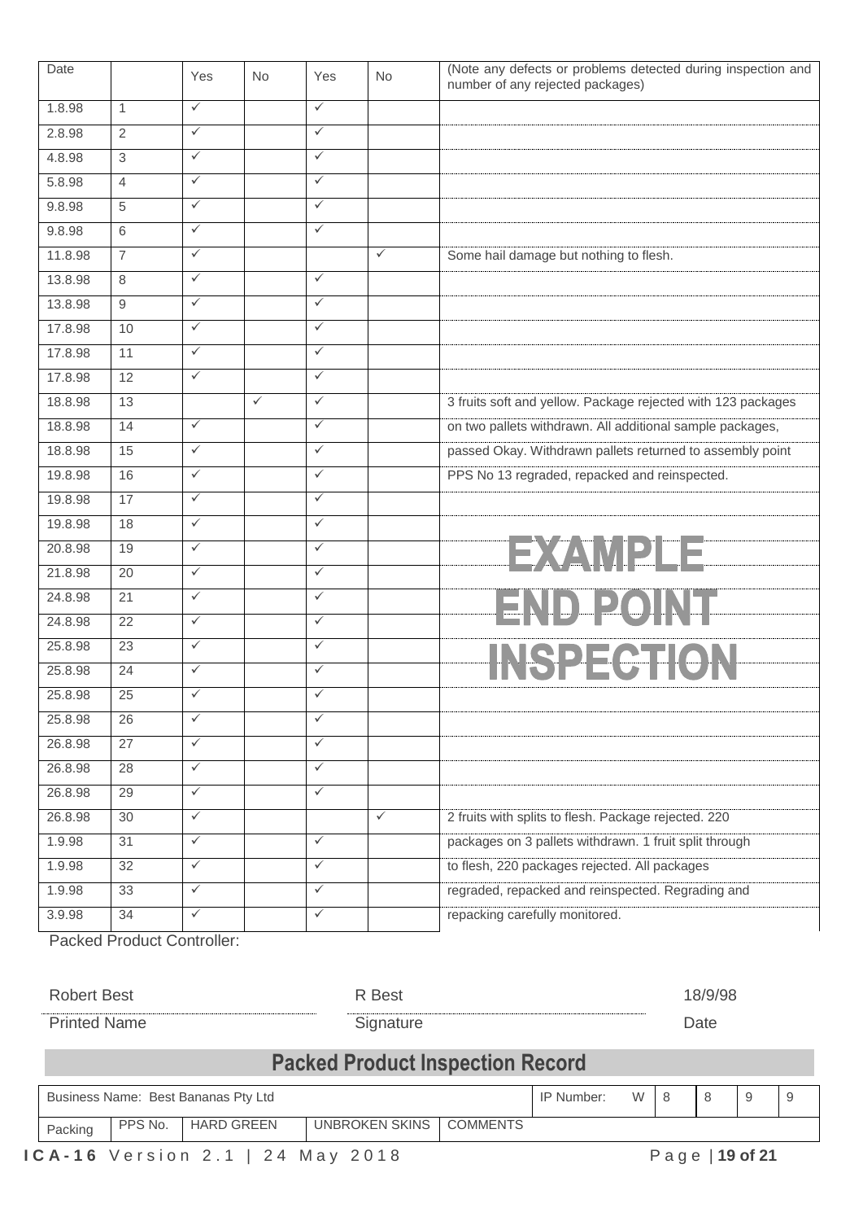| Date | | Yes | No | Yes | No | (Note any defects or problems detected during inspection and number of any rejected packages) |
|---|---|---|---|---|---|---|
| 1.8.98 | 1 | ✓ | | ✓ | | |
| 2.8.98 | 2 | ✓ | | ✓ | | |
| 4.8.98 | 3 | ✓ | | ✓ | | |
| 5.8.98 | 4 | ✓ | | ✓ | | |
| 9.8.98 | 5 | ✓ | | ✓ | | |
| 9.8.98 | 6 | ✓ | | ✓ | | |
| 11.8.98 | 7 | ✓ | | | ✓ | Some hail damage but nothing to flesh. |
| 13.8.98 | 8 | ✓ | | ✓ | | |
| 13.8.98 | 9 | ✓ | | ✓ | | |
| 17.8.98 | 10 | ✓ | | ✓ | | |
| 17.8.98 | 11 | ✓ | | ✓ | | |
| 17.8.98 | 12 | ✓ | | ✓ | | |
| 18.8.98 | 13 | | ✓ | ✓ | | 3 fruits soft and yellow. Package rejected with 123 packages |
| 18.8.98 | 14 | ✓ | | ✓ | | on two pallets withdrawn. All additional sample packages, |
| 18.8.98 | 15 | ✓ | | ✓ | | passed Okay. Withdrawn pallets returned to assembly point |
| 19.8.98 | 16 | ✓ | | ✓ | | PPS No 13 regraded, repacked and reinspected. |
| 19.8.98 | 17 | ✓ | | ✓ | | |
| 19.8.98 | 18 | ✓ | | ✓ | | |
| 20.8.98 | 19 | ✓ | | ✓ | | EXAMPLE |
| 21.8.98 | 20 | ✓ | | ✓ | | |
| 24.8.98 | 21 | ✓ | | ✓ | | END POINT |
| 24.8.98 | 22 | ✓ | | ✓ | | |
| 25.8.98 | 23 | ✓ | | ✓ | | INSPECTION |
| 25.8.98 | 24 | ✓ | | ✓ | | |
| 25.8.98 | 25 | ✓ | | ✓ | | |
| 25.8.98 | 26 | ✓ | | ✓ | | |
| 26.8.98 | 27 | ✓ | | ✓ | | |
| 26.8.98 | 28 | ✓ | | ✓ | | |
| 26.8.98 | 29 | ✓ | | ✓ | | |
| 26.8.98 | 30 | ✓ | | | ✓ | 2 fruits with splits to flesh. Package rejected. 220 |
| 1.9.98 | 31 | ✓ | | ✓ | | packages on 3 pallets withdrawn. 1 fruit split through |
| 1.9.98 | 32 | ✓ | | ✓ | | to flesh, 220 packages rejected. All packages |
| 1.9.98 | 33 | ✓ | | ✓ | | regraded, repacked and reinspected. Regrading and |
| 3.9.98 | 34 | ✓ | | ✓ | | repacking carefully monitored. |

Packed Product Controller:

| Robert Best | R Best | 18/9/98 |
|---|---|---|
| Printed Name | Signature | Date |

## Packed Product Inspection Record

| Business Name: Best Bananas Pty Ltd | | | | | IP Number: | W | 8 | 8 | 9 | 9 |
|---|---|---|---|---|---|---|---|---|---|---|
| Packing | PPS No. | HARD GREEN | UNBROKEN SKINS | COMMENTS | | | | | | |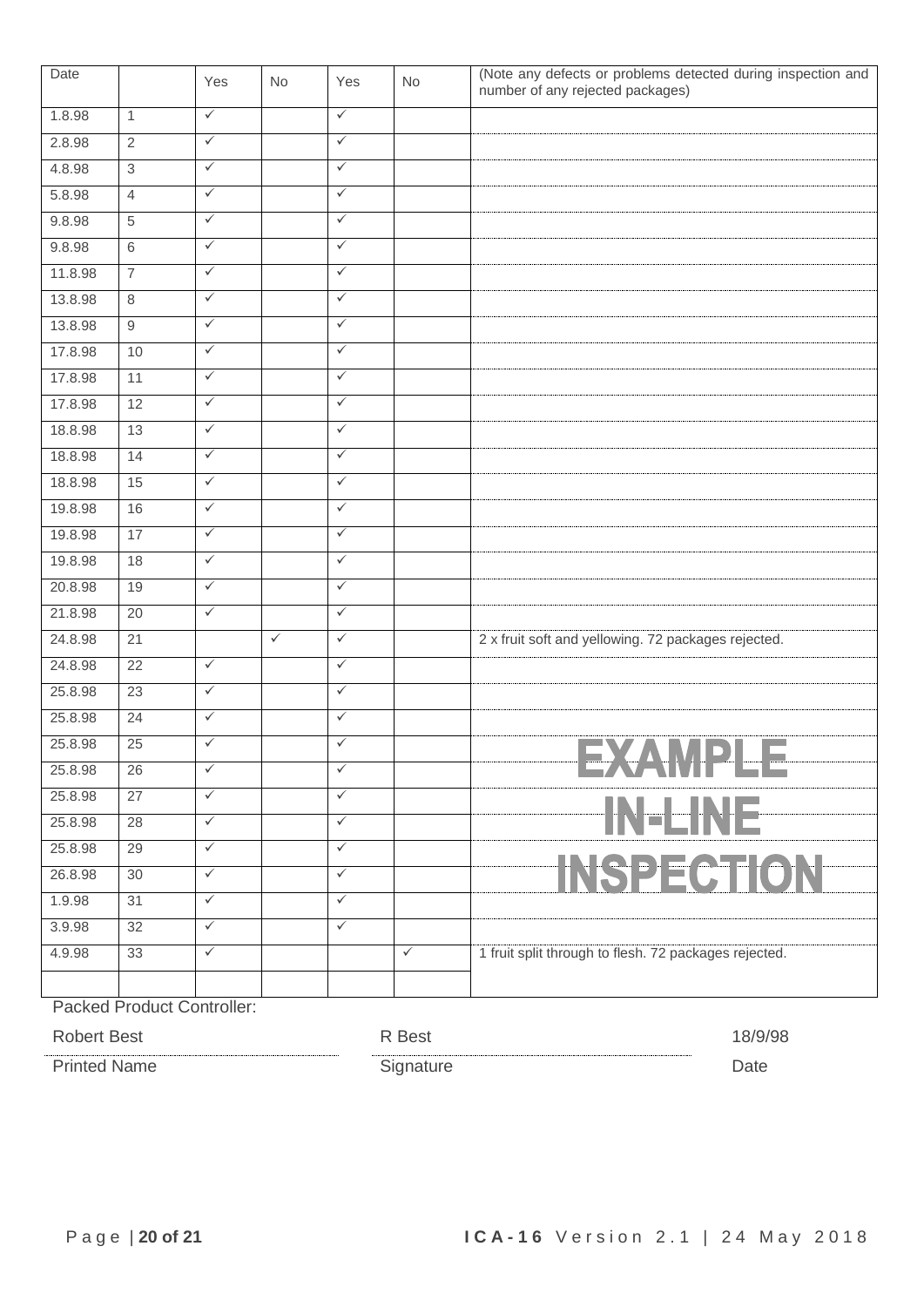| Date | | Yes | No | Yes | No | (Note any defects or problems detected during inspection and number of any rejected packages) |
|---|---|---|---|---|---|---|
| 1.8.98 | 1 | ✓ | | ✓ | | |
| 2.8.98 | 2 | ✓ | | ✓ | | |
| 4.8.98 | 3 | ✓ | | ✓ | | |
| 5.8.98 | 4 | ✓ | | ✓ | | |
| 9.8.98 | 5 | ✓ | | ✓ | | |
| 9.8.98 | 6 | ✓ | | ✓ | | |
| 11.8.98 | 7 | ✓ | | ✓ | | |
| 13.8.98 | 8 | ✓ | | ✓ | | |
| 13.8.98 | 9 | ✓ | | ✓ | | |
| 17.8.98 | 10 | ✓ | | ✓ | | |
| 17.8.98 | 11 | ✓ | | ✓ | | |
| 17.8.98 | 12 | ✓ | | ✓ | | |
| 18.8.98 | 13 | ✓ | | ✓ | | |
| 18.8.98 | 14 | ✓ | | ✓ | | |
| 18.8.98 | 15 | ✓ | | ✓ | | |
| 19.8.98 | 16 | ✓ | | ✓ | | |
| 19.8.98 | 17 | ✓ | | ✓ | | |
| 19.8.98 | 18 | ✓ | | ✓ | | |
| 20.8.98 | 19 | ✓ | | ✓ | | |
| 21.8.98 | 20 | ✓ | | ✓ | | |
| 24.8.98 | 21 | | ✓ | ✓ | | 2 x fruit soft and yellowing. 72 packages rejected. |
| 24.8.98 | 22 | ✓ | | ✓ | | |
| 25.8.98 | 23 | ✓ | | ✓ | | |
| 25.8.98 | 24 | ✓ | | ✓ | | |
| 25.8.98 | 25 | ✓ | | ✓ | | |
| 25.8.98 | 26 | ✓ | | ✓ | | |
| 25.8.98 | 27 | ✓ | | ✓ | | |
| 25.8.98 | 28 | ✓ | | ✓ | | |
| 25.8.98 | 29 | ✓ | | ✓ | | |
| 26.8.98 | 30 | ✓ | | ✓ | | |
| 1.9.98 | 31 | ✓ | | ✓ | | |
| 3.9.98 | 32 | ✓ | | ✓ | | |
| 4.9.98 | 33 | ✓ | | | ✓ | 1 fruit split through to flesh. 72 packages rejected. |
| | | | | | | |

EXAMPLE IN-LINE INSPECTION

Packed Product Controller:

| Robert Best | R Best | 18/9/98 |
|---|---|---|
| Printed Name | Signature | Date |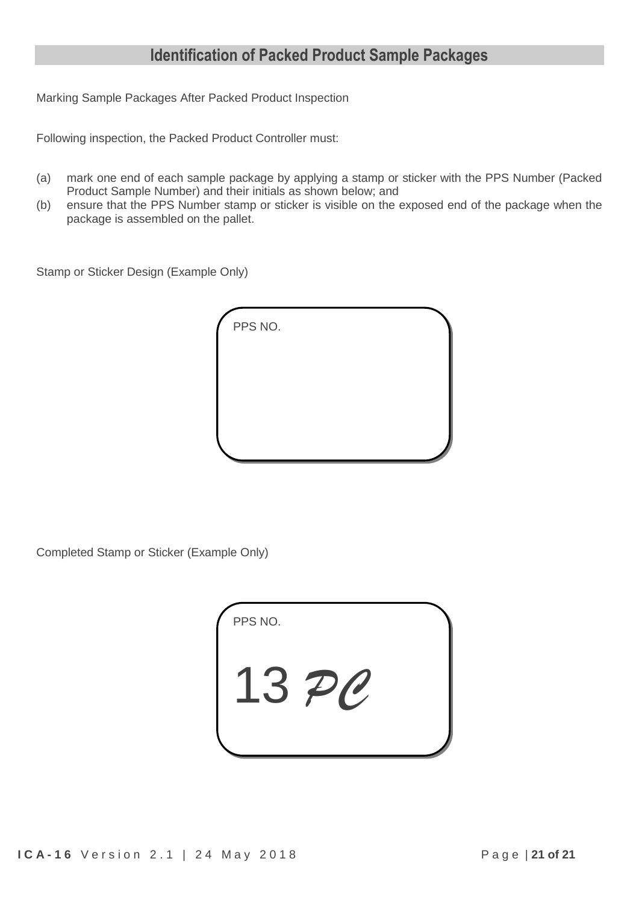## Identification of Packed Product Sample Packages

Marking Sample Packages After Packed Product Inspection

Following inspection, the Packed Product Controller must:

(a) mark one end of each sample package by applying a stamp or sticker with the PPS Number (Packed Product Sample Number) and their initials as shown below; and
(b) ensure that the PPS Number stamp or sticker is visible on the exposed end of the package when the package is assembled on the pallet.

Stamp or Sticker Design (Example Only)

PPS NO.

Completed Stamp or Sticker (Example Only)

PPS NO.

13 *PC*